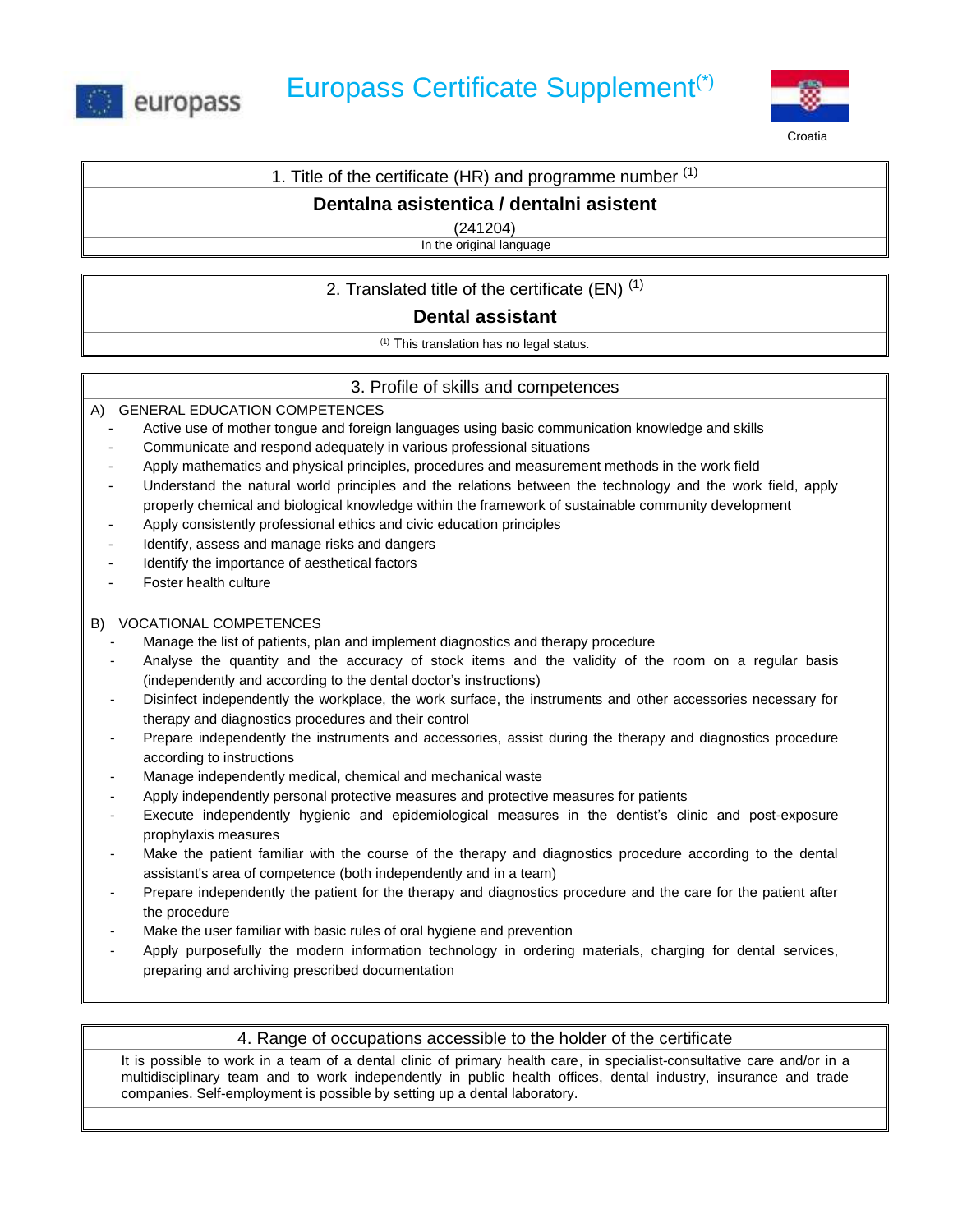# Europass Certificate Supplement(*)

Croatia

## 1. Title of the certificate (HR) and programme number (1)

**Dentalna asistentica / dentalni asistent**

(241204)

In the original language

## 2. Translated title of the certificate (EN) (1)

**Dental assistant**

(1) This translation has no legal status.

## 3. Profile of skills and competences

A) GENERAL EDUCATION COMPETENCES

- Active use of mother tongue and foreign languages using basic communication knowledge and skills
- Communicate and respond adequately in various professional situations
- Apply mathematics and physical principles, procedures and measurement methods in the work field
- Understand the natural world principles and the relations between the technology and the work field, apply properly chemical and biological knowledge within the framework of sustainable community development
- Apply consistently professional ethics and civic education principles
- Identify, assess and manage risks and dangers
- Identify the importance of aesthetical factors
- Foster health culture

B) VOCATIONAL COMPETENCES

- Manage the list of patients, plan and implement diagnostics and therapy procedure
- Analyse the quantity and the accuracy of stock items and the validity of the room on a regular basis (independently and according to the dental doctor's instructions)
- Disinfect independently the workplace, the work surface, the instruments and other accessories necessary for therapy and diagnostics procedures and their control
- Prepare independently the instruments and accessories, assist during the therapy and diagnostics procedure according to instructions
- Manage independently medical, chemical and mechanical waste
- Apply independently personal protective measures and protective measures for patients
- Execute independently hygienic and epidemiological measures in the dentist's clinic and post-exposure prophylaxis measures
- Make the patient familiar with the course of the therapy and diagnostics procedure according to the dental assistant's area of competence (both independently and in a team)
- Prepare independently the patient for the therapy and diagnostics procedure and the care for the patient after the procedure
- Make the user familiar with basic rules of oral hygiene and prevention
- Apply purposefully the modern information technology in ordering materials, charging for dental services, preparing and archiving prescribed documentation

## 4. Range of occupations accessible to the holder of the certificate

It is possible to work in a team of a dental clinic of primary health care, in specialist-consultative care and/or in a multidisciplinary team and to work independently in public health offices, dental industry, insurance and trade companies. Self-employment is possible by setting up a dental laboratory.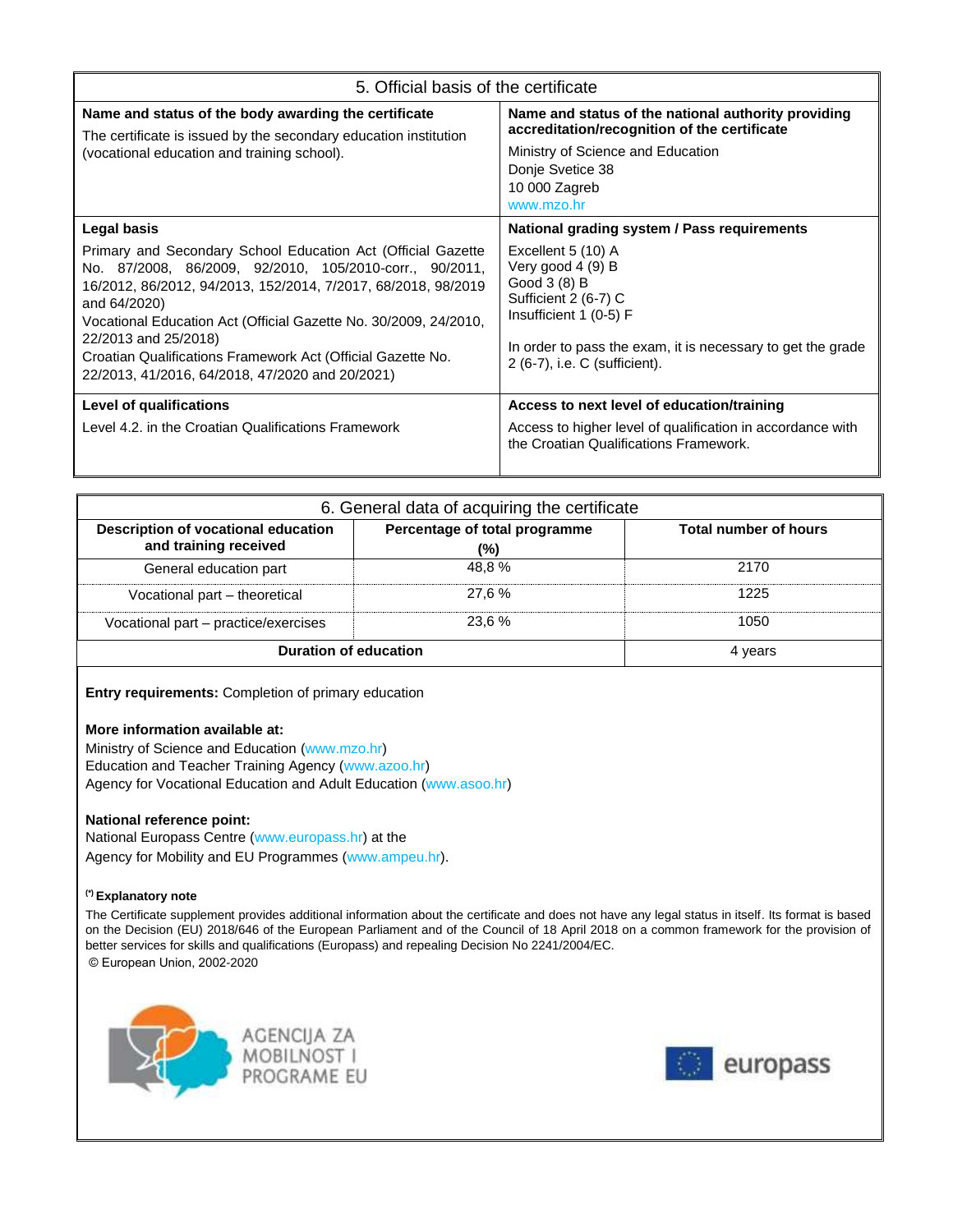## 5. Official basis of the certificate

| Name and status of the body awarding the certificate | Name and status of the national authority providing accreditation/recognition of the certificate |
|---|---|
| The certificate is issued by the secondary education institution (vocational education and training school). | Ministry of Science and Education<br>Donje Svetice 38<br>10 000 Zagreb<br>www.mzo.hr |
| **Legal basis** | **National grading system / Pass requirements** |
| Primary and Secondary School Education Act (Official Gazette No. 87/2008, 86/2009, 92/2010, 105/2010-corr., 90/2011, 16/2012, 86/2012, 94/2013, 152/2014, 7/2017, 68/2018, 98/2019 and 64/2020)<br>Vocational Education Act (Official Gazette No. 30/2009, 24/2010, 22/2013 and 25/2018)<br>Croatian Qualifications Framework Act (Official Gazette No. 22/2013, 41/2016, 64/2018, 47/2020 and 20/2021) | Excellent 5 (10) A<br>Very good 4 (9) B<br>Good 3 (8) B<br>Sufficient 2 (6-7) C<br>Insufficient 1 (0-5) F<br><br>In order to pass the exam, it is necessary to get the grade 2 (6-7), i.e. C (sufficient). |
| **Level of qualifications** | **Access to next level of education/training** |
| Level 4.2. in the Croatian Qualifications Framework | Access to higher level of qualification in accordance with the Croatian Qualifications Framework. |

## 6. General data of acquiring the certificate

| Description of vocational education and training received | Percentage of total programme (%) | Total number of hours |
|---|---|---|
| General education part | 48,8 % | 2170 |
| Vocational part – theoretical | 27,6 % | 1225 |
| Vocational part – practice/exercises | 23,6 % | 1050 |
| **Duration of education** | | 4 years |

**Entry requirements:** Completion of primary education

**More information available at:**
Ministry of Science and Education (www.mzo.hr)
Education and Teacher Training Agency (www.azoo.hr)
Agency for Vocational Education and Adult Education (www.asoo.hr)

**National reference point:**
National Europass Centre (www.europass.hr) at the
Agency for Mobility and EU Programmes (www.ampeu.hr).

**(\*) Explanatory note**

The Certificate supplement provides additional information about the certificate and does not have any legal status in itself. Its format is based on the Decision (EU) 2018/646 of the European Parliament and of the Council of 18 April 2018 on a common framework for the provision of better services for skills and qualifications (Europass) and repealing Decision No 2241/2004/EC.
© European Union, 2002-2020

AGENCIJA ZA MOBILNOST I PROGRAME EU

europass